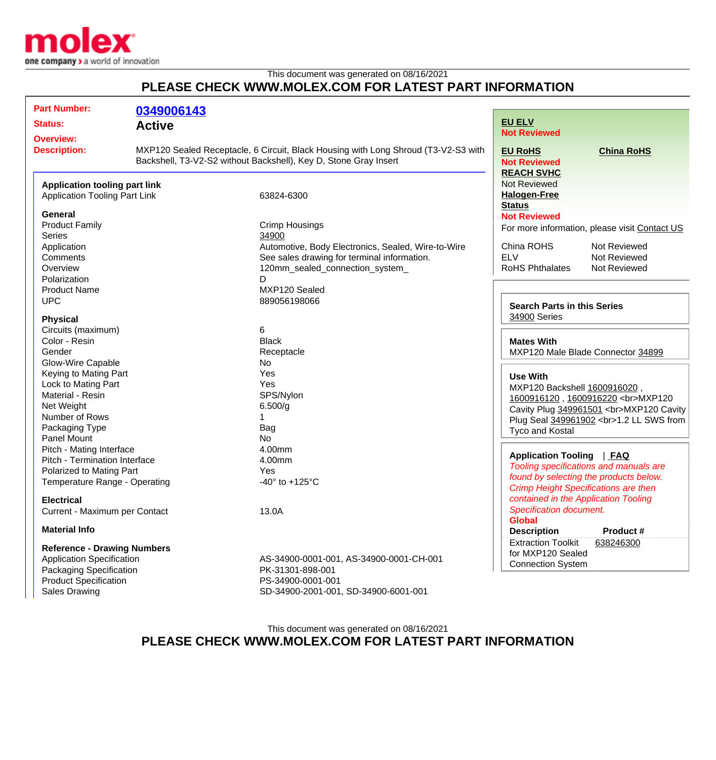This document was generated on 08/16/2021

# PLEASE CHECK WWW.MOLEX.COM FOR LATEST PART INFORMATION

**Part Number:** 0349006143

**Status:** Active

**Overview:**

**Description:** MXP120 Sealed Receptacle, 6 Circuit, Black Housing with Long Shroud (T3-V2-S3 with Backshell, T3-V2-S2 without Backshell), Key D, Stone Gray Insert

### Application tooling part link

| | |
|---|---|
| Application Tooling Part Link | 63824-6300 |

### General

| | |
|---|---|
| Product Family | Crimp Housings |
| Series | 34900 |
| Application | Automotive, Body Electronics, Sealed, Wire-to-Wire |
| Comments | See sales drawing for terminal information. |
| Overview | 120mm_sealed_connection_system_ |
| Polarization | D |
| Product Name | MXP120 Sealed |
| UPC | 889056198066 |

### Physical

| | |
|---|---|
| Circuits (maximum) | 6 |
| Color - Resin | Black |
| Gender | Receptacle |
| Glow-Wire Capable | No |
| Keying to Mating Part | Yes |
| Lock to Mating Part | Yes |
| Material - Resin | SPS/Nylon |
| Net Weight | 6.500/g |
| Number of Rows | 1 |
| Packaging Type | Bag |
| Panel Mount | No |
| Pitch - Mating Interface | 4.00mm |
| Pitch - Termination Interface | 4.00mm |
| Polarized to Mating Part | Yes |
| Temperature Range - Operating | -40° to +125°C |

### Electrical

| | |
|---|---|
| Current - Maximum per Contact | 13.0A |

### Material Info

### Reference - Drawing Numbers

| | |
|---|---|
| Application Specification | AS-34900-0001-001, AS-34900-0001-CH-001 |
| Packaging Specification | PK-31301-898-001 |
| Product Specification | PS-34900-0001-001 |
| Sales Drawing | SD-34900-2001-001, SD-34900-6001-001 |

**EU ELV**
Not Reviewed

**EU RoHS**
Not Reviewed

**China RoHS**

**REACH SVHC**
Not Reviewed

**Halogen-Free Status**
Not Reviewed

For more information, please visit Contact US

| | |
|---|---|
| China ROHS | Not Reviewed |
| ELV | Not Reviewed |
| RoHS Phthalates | Not Reviewed |

**Search Parts in this Series**
34900 Series

**Mates With**
MXP120 Male Blade Connector 34899

**Use With**
MXP120 Backshell 1600916020 , 1600916120 , 1600916220 <br>MXP120 Cavity Plug 349961501 <br>MXP120 Cavity Plug Seal 349961902 <br>1.2 LL SWS from Tyco and Kostal

**Application Tooling** | **FAQ**

*Tooling specifications and manuals are found by selecting the products below. Crimp Height Specifications are then contained in the Application Tooling Specification document.*

**Global**

| Description | Product # |
|---|---|
| Extraction Toolkit for MXP120 Sealed Connection System | 638246300 |

This document was generated on 08/16/2021

# PLEASE CHECK WWW.MOLEX.COM FOR LATEST PART INFORMATION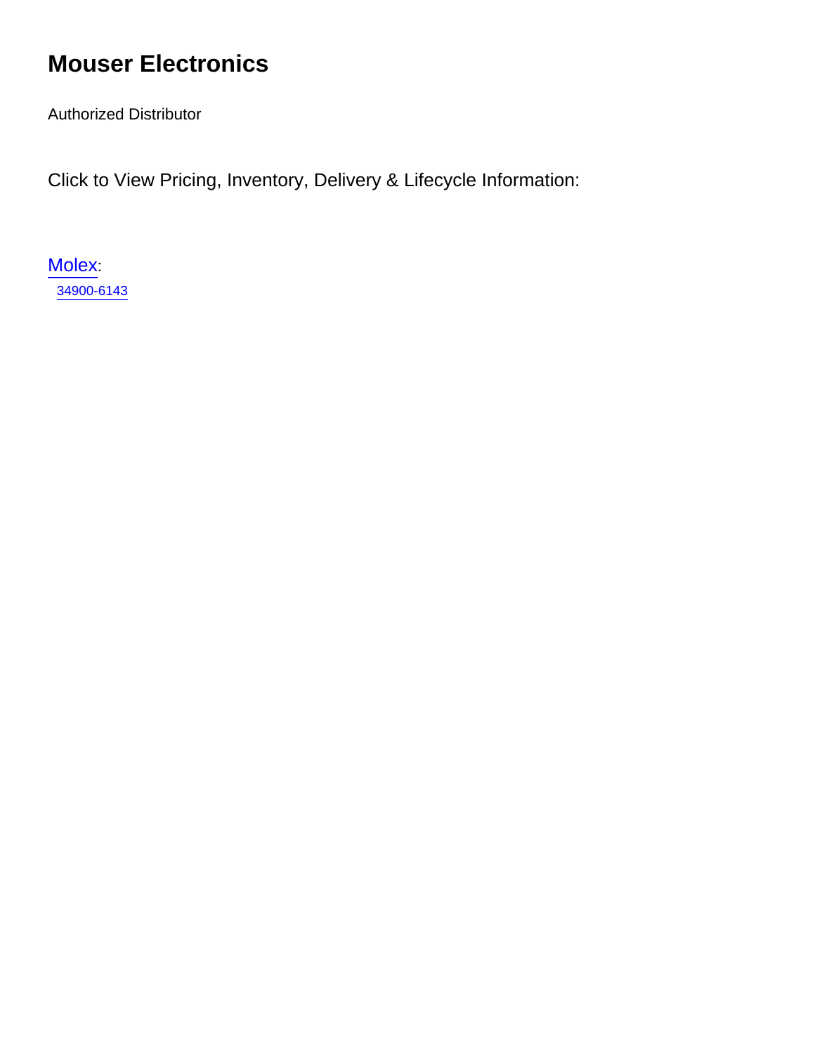# Mouser Electronics

Authorized Distributor

Click to View Pricing, Inventory, Delivery & Lifecycle Information:

Molex:

34900-6143